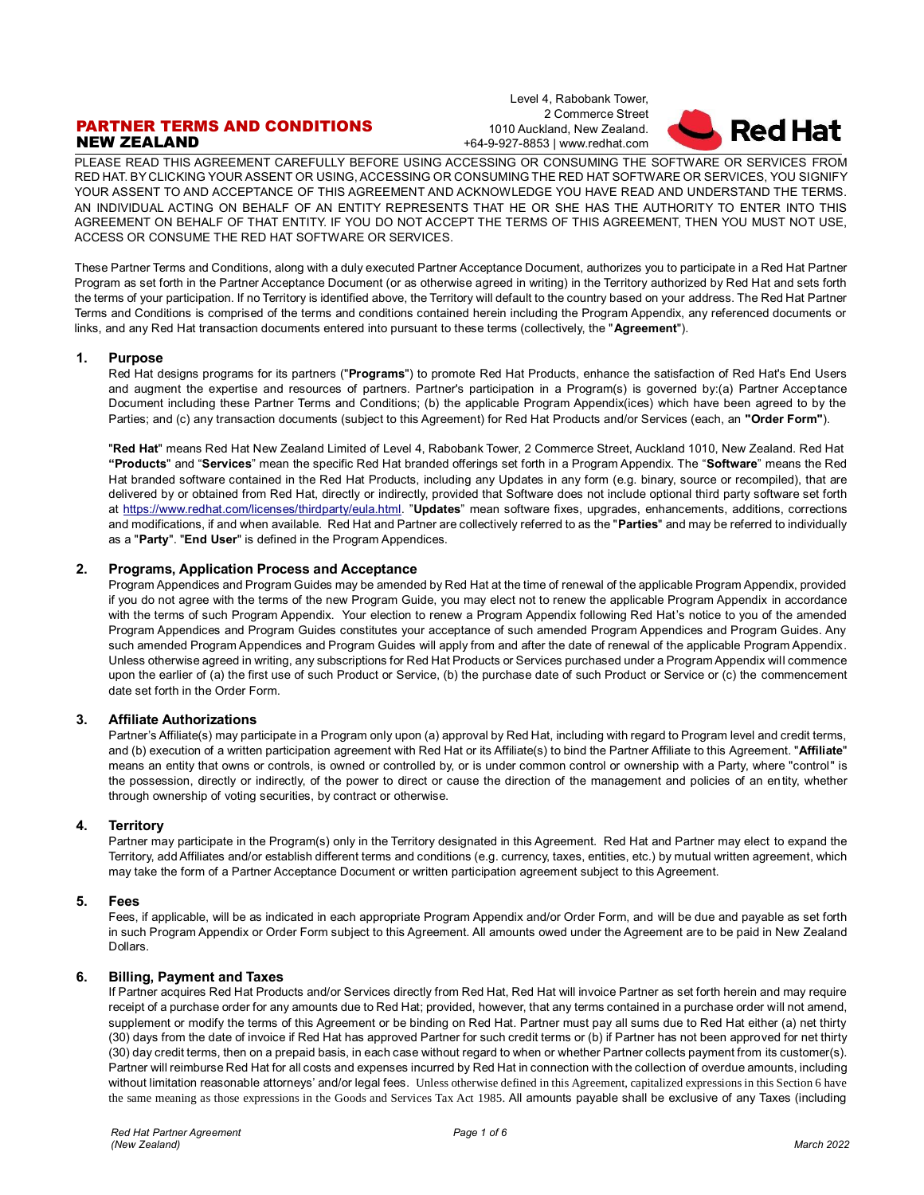# PARTNER TERMS AND CONDITIONS NEW ZEALAND

Level 4, Rabobank Tower,
2 Commerce Street
1010 Auckland, New Zealand.
+64-9-927-8853 | www.redhat.com

PLEASE READ THIS AGREEMENT CAREFULLY BEFORE USING ACCESSING OR CONSUMING THE SOFTWARE OR SERVICES FROM RED HAT. BY CLICKING YOUR ASSENT OR USING, ACCESSING OR CONSUMING THE RED HAT SOFTWARE OR SERVICES, YOU SIGNIFY YOUR ASSENT TO AND ACCEPTANCE OF THIS AGREEMENT AND ACKNOWLEDGE YOU HAVE READ AND UNDERSTAND THE TERMS. AN INDIVIDUAL ACTING ON BEHALF OF AN ENTITY REPRESENTS THAT HE OR SHE HAS THE AUTHORITY TO ENTER INTO THIS AGREEMENT ON BEHALF OF THAT ENTITY. IF YOU DO NOT ACCEPT THE TERMS OF THIS AGREEMENT, THEN YOU MUST NOT USE, ACCESS OR CONSUME THE RED HAT SOFTWARE OR SERVICES.

These Partner Terms and Conditions, along with a duly executed Partner Acceptance Document, authorizes you to participate in a Red Hat Partner Program as set forth in the Partner Acceptance Document (or as otherwise agreed in writing) in the Territory authorized by Red Hat and sets forth the terms of your participation. If no Territory is identified above, the Territory will default to the country based on your address. The Red Hat Partner Terms and Conditions is comprised of the terms and conditions contained herein including the Program Appendix, any referenced documents or links, and any Red Hat transaction documents entered into pursuant to these terms (collectively, the "**Agreement**").

## 1. Purpose

Red Hat designs programs for its partners ("**Programs**") to promote Red Hat Products, enhance the satisfaction of Red Hat's End Users and augment the expertise and resources of partners. Partner's participation in a Program(s) is governed by:(a) Partner Acceptance Document including these Partner Terms and Conditions; (b) the applicable Program Appendix(ices) which have been agreed to by the Parties; and (c) any transaction documents (subject to this Agreement) for Red Hat Products and/or Services (each, an **"Order Form"**).

"**Red Hat**" means Red Hat New Zealand Limited of Level 4, Rabobank Tower, 2 Commerce Street, Auckland 1010, New Zealand. Red Hat **"Products**" and "**Services**" mean the specific Red Hat branded offerings set forth in a Program Appendix. The "**Software**" means the Red Hat branded software contained in the Red Hat Products, including any Updates in any form (e.g. binary, source or recompiled), that are delivered by or obtained from Red Hat, directly or indirectly, provided that Software does not include optional third party software set forth at https://www.redhat.com/licenses/thirdparty/eula.html. "**Updates**" mean software fixes, upgrades, enhancements, additions, corrections and modifications, if and when available. Red Hat and Partner are collectively referred to as the "**Parties**" and may be referred to individually as a "**Party**". "**End User**" is defined in the Program Appendices.

## 2. Programs, Application Process and Acceptance

Program Appendices and Program Guides may be amended by Red Hat at the time of renewal of the applicable Program Appendix, provided if you do not agree with the terms of the new Program Guide, you may elect not to renew the applicable Program Appendix in accordance with the terms of such Program Appendix. Your election to renew a Program Appendix following Red Hat's notice to you of the amended Program Appendices and Program Guides constitutes your acceptance of such amended Program Appendices and Program Guides. Any such amended Program Appendices and Program Guides will apply from and after the date of renewal of the applicable Program Appendix. Unless otherwise agreed in writing, any subscriptions for Red Hat Products or Services purchased under a Program Appendix will commence upon the earlier of (a) the first use of such Product or Service, (b) the purchase date of such Product or Service or (c) the commencement date set forth in the Order Form.

## 3. Affiliate Authorizations

Partner's Affiliate(s) may participate in a Program only upon (a) approval by Red Hat, including with regard to Program level and credit terms, and (b) execution of a written participation agreement with Red Hat or its Affiliate(s) to bind the Partner Affiliate to this Agreement. "**Affiliate**" means an entity that owns or controls, is owned or controlled by, or is under common control or ownership with a Party, where "control" is the possession, directly or indirectly, of the power to direct or cause the direction of the management and policies of an entity, whether through ownership of voting securities, by contract or otherwise.

## 4. Territory

Partner may participate in the Program(s) only in the Territory designated in this Agreement. Red Hat and Partner may elect to expand the Territory, add Affiliates and/or establish different terms and conditions (e.g. currency, taxes, entities, etc.) by mutual written agreement, which may take the form of a Partner Acceptance Document or written participation agreement subject to this Agreement.

## 5. Fees

Fees, if applicable, will be as indicated in each appropriate Program Appendix and/or Order Form, and will be due and payable as set forth in such Program Appendix or Order Form subject to this Agreement. All amounts owed under the Agreement are to be paid in New Zealand Dollars.

## 6. Billing, Payment and Taxes

If Partner acquires Red Hat Products and/or Services directly from Red Hat, Red Hat will invoice Partner as set forth herein and may require receipt of a purchase order for any amounts due to Red Hat; provided, however, that any terms contained in a purchase order will not amend, supplement or modify the terms of this Agreement or be binding on Red Hat. Partner must pay all sums due to Red Hat either (a) net thirty (30) days from the date of invoice if Red Hat has approved Partner for such credit terms or (b) if Partner has not been approved for net thirty (30) day credit terms, then on a prepaid basis, in each case without regard to when or whether Partner collects payment from its customer(s). Partner will reimburse Red Hat for all costs and expenses incurred by Red Hat in connection with the collection of overdue amounts, including without limitation reasonable attorneys' and/or legal fees. Unless otherwise defined in this Agreement, capitalized expressions in this Section 6 have the same meaning as those expressions in the Goods and Services Tax Act 1985. All amounts payable shall be exclusive of any Taxes (including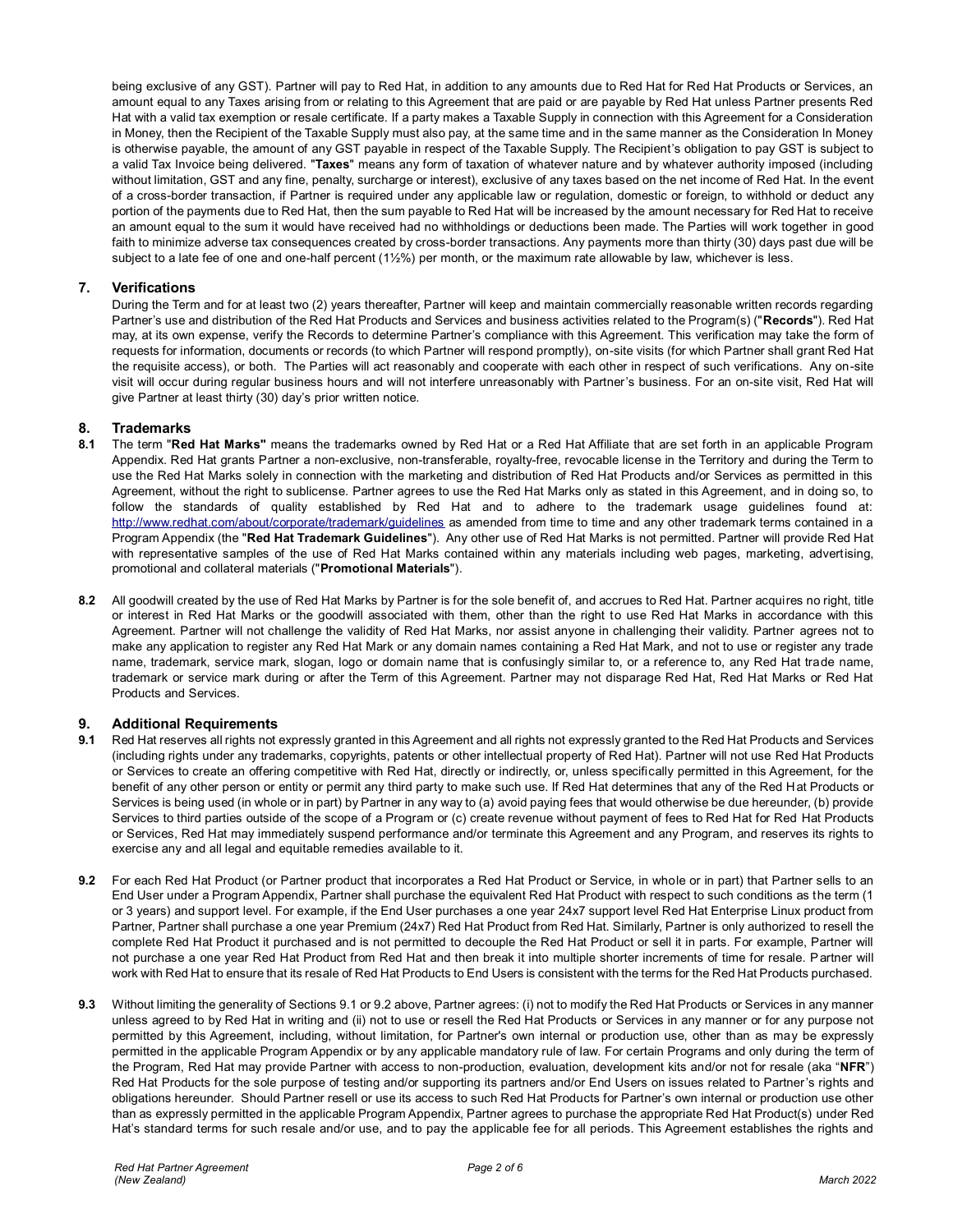being exclusive of any GST). Partner will pay to Red Hat, in addition to any amounts due to Red Hat for Red Hat Products or Services, an amount equal to any Taxes arising from or relating to this Agreement that are paid or are payable by Red Hat unless Partner presents Red Hat with a valid tax exemption or resale certificate. If a party makes a Taxable Supply in connection with this Agreement for a Consideration in Money, then the Recipient of the Taxable Supply must also pay, at the same time and in the same manner as the Consideration In Money is otherwise payable, the amount of any GST payable in respect of the Taxable Supply. The Recipient's obligation to pay GST is subject to a valid Tax Invoice being delivered. "**Taxes**" means any form of taxation of whatever nature and by whatever authority imposed (including without limitation, GST and any fine, penalty, surcharge or interest), exclusive of any taxes based on the net income of Red Hat. In the event of a cross-border transaction, if Partner is required under any applicable law or regulation, domestic or foreign, to withhold or deduct any portion of the payments due to Red Hat, then the sum payable to Red Hat will be increased by the amount necessary for Red Hat to receive an amount equal to the sum it would have received had no withholdings or deductions been made. The Parties will work together in good faith to minimize adverse tax consequences created by cross-border transactions. Any payments more than thirty (30) days past due will be subject to a late fee of one and one-half percent (1½%) per month, or the maximum rate allowable by law, whichever is less.

## 7. Verifications

During the Term and for at least two (2) years thereafter, Partner will keep and maintain commercially reasonable written records regarding Partner's use and distribution of the Red Hat Products and Services and business activities related to the Program(s) ("**Records**"). Red Hat may, at its own expense, verify the Records to determine Partner's compliance with this Agreement. This verification may take the form of requests for information, documents or records (to which Partner will respond promptly), on-site visits (for which Partner shall grant Red Hat the requisite access), or both. The Parties will act reasonably and cooperate with each other in respect of such verifications. Any on-site visit will occur during regular business hours and will not interfere unreasonably with Partner's business. For an on-site visit, Red Hat will give Partner at least thirty (30) day's prior written notice.

## 8. Trademarks

**8.1** The term "**Red Hat Marks"** means the trademarks owned by Red Hat or a Red Hat Affiliate that are set forth in an applicable Program Appendix. Red Hat grants Partner a non-exclusive, non-transferable, royalty-free, revocable license in the Territory and during the Term to use the Red Hat Marks solely in connection with the marketing and distribution of Red Hat Products and/or Services as permitted in this Agreement, without the right to sublicense. Partner agrees to use the Red Hat Marks only as stated in this Agreement, and in doing so, to follow the standards of quality established by Red Hat and to adhere to the trademark usage guidelines found at: http://www.redhat.com/about/corporate/trademark/guidelines as amended from time to time and any other trademark terms contained in a Program Appendix (the "**Red Hat Trademark Guidelines**"). Any other use of Red Hat Marks is not permitted. Partner will provide Red Hat with representative samples of the use of Red Hat Marks contained within any materials including web pages, marketing, advertising, promotional and collateral materials ("**Promotional Materials**").

**8.2** All goodwill created by the use of Red Hat Marks by Partner is for the sole benefit of, and accrues to Red Hat. Partner acquires no right, title or interest in Red Hat Marks or the goodwill associated with them, other than the right to use Red Hat Marks in accordance with this Agreement. Partner will not challenge the validity of Red Hat Marks, nor assist anyone in challenging their validity. Partner agrees not to make any application to register any Red Hat Mark or any domain names containing a Red Hat Mark, and not to use or register any trade name, trademark, service mark, slogan, logo or domain name that is confusingly similar to, or a reference to, any Red Hat trade name, trademark or service mark during or after the Term of this Agreement. Partner may not disparage Red Hat, Red Hat Marks or Red Hat Products and Services.

## 9. Additional Requirements

**9.1** Red Hat reserves all rights not expressly granted in this Agreement and all rights not expressly granted to the Red Hat Products and Services (including rights under any trademarks, copyrights, patents or other intellectual property of Red Hat). Partner will not use Red Hat Products or Services to create an offering competitive with Red Hat, directly or indirectly, or, unless specifically permitted in this Agreement, for the benefit of any other person or entity or permit any third party to make such use. If Red Hat determines that any of the Red Hat Products or Services is being used (in whole or in part) by Partner in any way to (a) avoid paying fees that would otherwise be due hereunder, (b) provide Services to third parties outside of the scope of a Program or (c) create revenue without payment of fees to Red Hat for Red Hat Products or Services, Red Hat may immediately suspend performance and/or terminate this Agreement and any Program, and reserves its rights to exercise any and all legal and equitable remedies available to it.

**9.2** For each Red Hat Product (or Partner product that incorporates a Red Hat Product or Service, in whole or in part) that Partner sells to an End User under a Program Appendix, Partner shall purchase the equivalent Red Hat Product with respect to such conditions as the term (1 or 3 years) and support level. For example, if the End User purchases a one year 24x7 support level Red Hat Enterprise Linux product from Partner, Partner shall purchase a one year Premium (24x7) Red Hat Product from Red Hat. Similarly, Partner is only authorized to resell the complete Red Hat Product it purchased and is not permitted to decouple the Red Hat Product or sell it in parts. For example, Partner will not purchase a one year Red Hat Product from Red Hat and then break it into multiple shorter increments of time for resale. Partner will work with Red Hat to ensure that its resale of Red Hat Products to End Users is consistent with the terms for the Red Hat Products purchased.

**9.3** Without limiting the generality of Sections 9.1 or 9.2 above, Partner agrees: (i) not to modify the Red Hat Products or Services in any manner unless agreed to by Red Hat in writing and (ii) not to use or resell the Red Hat Products or Services in any manner or for any purpose not permitted by this Agreement, including, without limitation, for Partner's own internal or production use, other than as may be expressly permitted in the applicable Program Appendix or by any applicable mandatory rule of law. For certain Programs and only during the term of the Program, Red Hat may provide Partner with access to non-production, evaluation, development kits and/or not for resale (aka "**NFR**") Red Hat Products for the sole purpose of testing and/or supporting its partners and/or End Users on issues related to Partner's rights and obligations hereunder. Should Partner resell or use its access to such Red Hat Products for Partner's own internal or production use other than as expressly permitted in the applicable Program Appendix, Partner agrees to purchase the appropriate Red Hat Product(s) under Red Hat's standard terms for such resale and/or use, and to pay the applicable fee for all periods. This Agreement establishes the rights and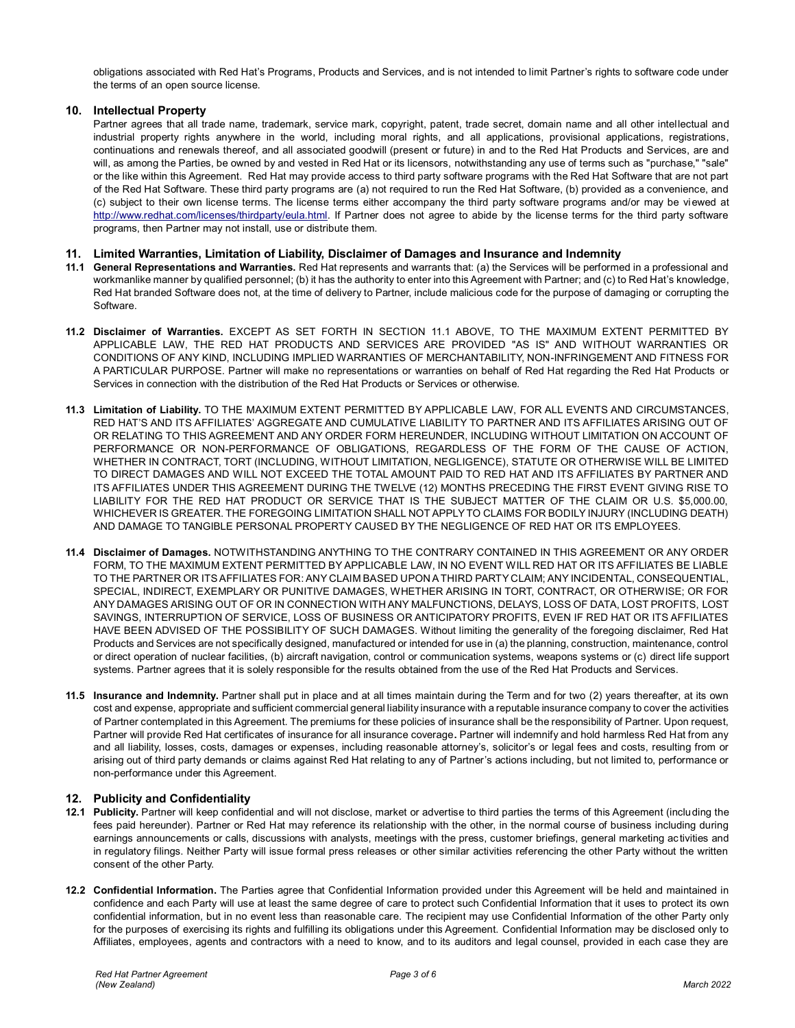obligations associated with Red Hat's Programs, Products and Services, and is not intended to limit Partner's rights to software code under the terms of an open source license.

## 10. Intellectual Property

Partner agrees that all trade name, trademark, service mark, copyright, patent, trade secret, domain name and all other intellectual and industrial property rights anywhere in the world, including moral rights, and all applications, provisional applications, registrations, continuations and renewals thereof, and all associated goodwill (present or future) in and to the Red Hat Products and Services, are and will, as among the Parties, be owned by and vested in Red Hat or its licensors, notwithstanding any use of terms such as "purchase," "sale" or the like within this Agreement. Red Hat may provide access to third party software programs with the Red Hat Software that are not part of the Red Hat Software. These third party programs are (a) not required to run the Red Hat Software, (b) provided as a convenience, and (c) subject to their own license terms. The license terms either accompany the third party software programs and/or may be viewed at http://www.redhat.com/licenses/thirdparty/eula.html. If Partner does not agree to abide by the license terms for the third party software programs, then Partner may not install, use or distribute them.

## 11. Limited Warranties, Limitation of Liability, Disclaimer of Damages and Insurance and Indemnity

**11.1 General Representations and Warranties.** Red Hat represents and warrants that: (a) the Services will be performed in a professional and workmanlike manner by qualified personnel; (b) it has the authority to enter into this Agreement with Partner; and (c) to Red Hat's knowledge, Red Hat branded Software does not, at the time of delivery to Partner, include malicious code for the purpose of damaging or corrupting the Software.

**11.2 Disclaimer of Warranties.** EXCEPT AS SET FORTH IN SECTION 11.1 ABOVE, TO THE MAXIMUM EXTENT PERMITTED BY APPLICABLE LAW, THE RED HAT PRODUCTS AND SERVICES ARE PROVIDED "AS IS" AND WITHOUT WARRANTIES OR CONDITIONS OF ANY KIND, INCLUDING IMPLIED WARRANTIES OF MERCHANTABILITY, NON-INFRINGEMENT AND FITNESS FOR A PARTICULAR PURPOSE. Partner will make no representations or warranties on behalf of Red Hat regarding the Red Hat Products or Services in connection with the distribution of the Red Hat Products or Services or otherwise.

**11.3 Limitation of Liability.** TO THE MAXIMUM EXTENT PERMITTED BY APPLICABLE LAW, FOR ALL EVENTS AND CIRCUMSTANCES, RED HAT'S AND ITS AFFILIATES' AGGREGATE AND CUMULATIVE LIABILITY TO PARTNER AND ITS AFFILIATES ARISING OUT OF OR RELATING TO THIS AGREEMENT AND ANY ORDER FORM HEREUNDER, INCLUDING WITHOUT LIMITATION ON ACCOUNT OF PERFORMANCE OR NON-PERFORMANCE OF OBLIGATIONS, REGARDLESS OF THE FORM OF THE CAUSE OF ACTION, WHETHER IN CONTRACT, TORT (INCLUDING, WITHOUT LIMITATION, NEGLIGENCE), STATUTE OR OTHERWISE WILL BE LIMITED TO DIRECT DAMAGES AND WILL NOT EXCEED THE TOTAL AMOUNT PAID TO RED HAT AND ITS AFFILIATES BY PARTNER AND ITS AFFILIATES UNDER THIS AGREEMENT DURING THE TWELVE (12) MONTHS PRECEDING THE FIRST EVENT GIVING RISE TO LIABILITY FOR THE RED HAT PRODUCT OR SERVICE THAT IS THE SUBJECT MATTER OF THE CLAIM OR U.S. $5,000.00, WHICHEVER IS GREATER. THE FOREGOING LIMITATION SHALL NOT APPLY TO CLAIMS FOR BODILY INJURY (INCLUDING DEATH) AND DAMAGE TO TANGIBLE PERSONAL PROPERTY CAUSED BY THE NEGLIGENCE OF RED HAT OR ITS EMPLOYEES.

**11.4 Disclaimer of Damages.** NOTWITHSTANDING ANYTHING TO THE CONTRARY CONTAINED IN THIS AGREEMENT OR ANY ORDER FORM, TO THE MAXIMUM EXTENT PERMITTED BY APPLICABLE LAW, IN NO EVENT WILL RED HAT OR ITS AFFILIATES BE LIABLE TO THE PARTNER OR ITS AFFILIATES FOR: ANY CLAIM BASED UPON A THIRD PARTY CLAIM; ANY INCIDENTAL, CONSEQUENTIAL, SPECIAL, INDIRECT, EXEMPLARY OR PUNITIVE DAMAGES, WHETHER ARISING IN TORT, CONTRACT, OR OTHERWISE; OR FOR ANY DAMAGES ARISING OUT OF OR IN CONNECTION WITH ANY MALFUNCTIONS, DELAYS, LOSS OF DATA, LOST PROFITS, LOST SAVINGS, INTERRUPTION OF SERVICE, LOSS OF BUSINESS OR ANTICIPATORY PROFITS, EVEN IF RED HAT OR ITS AFFILIATES HAVE BEEN ADVISED OF THE POSSIBILITY OF SUCH DAMAGES. Without limiting the generality of the foregoing disclaimer, Red Hat Products and Services are not specifically designed, manufactured or intended for use in (a) the planning, construction, maintenance, control or direct operation of nuclear facilities, (b) aircraft navigation, control or communication systems, weapons systems or (c) direct life support systems. Partner agrees that it is solely responsible for the results obtained from the use of the Red Hat Products and Services.

**11.5 Insurance and Indemnity.** Partner shall put in place and at all times maintain during the Term and for two (2) years thereafter, at its own cost and expense, appropriate and sufficient commercial general liability insurance with a reputable insurance company to cover the activities of Partner contemplated in this Agreement. The premiums for these policies of insurance shall be the responsibility of Partner. Upon request, Partner will provide Red Hat certificates of insurance for all insurance coverage**.** Partner will indemnify and hold harmless Red Hat from any and all liability, losses, costs, damages or expenses, including reasonable attorney's, solicitor's or legal fees and costs, resulting from or arising out of third party demands or claims against Red Hat relating to any of Partner's actions including, but not limited to, performance or non-performance under this Agreement.

## 12. Publicity and Confidentiality

**12.1 Publicity.** Partner will keep confidential and will not disclose, market or advertise to third parties the terms of this Agreement (including the fees paid hereunder). Partner or Red Hat may reference its relationship with the other, in the normal course of business including during earnings announcements or calls, discussions with analysts, meetings with the press, customer briefings, general marketing activities and in regulatory filings. Neither Party will issue formal press releases or other similar activities referencing the other Party without the written consent of the other Party.

**12.2 Confidential Information.** The Parties agree that Confidential Information provided under this Agreement will be held and maintained in confidence and each Party will use at least the same degree of care to protect such Confidential Information that it uses to protect its own confidential information, but in no event less than reasonable care. The recipient may use Confidential Information of the other Party only for the purposes of exercising its rights and fulfilling its obligations under this Agreement. Confidential Information may be disclosed only to Affiliates, employees, agents and contractors with a need to know, and to its auditors and legal counsel, provided in each case they are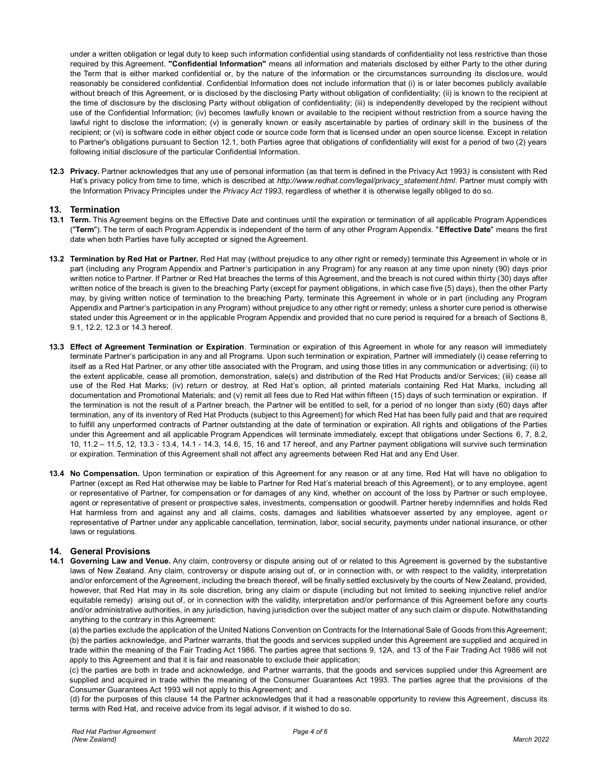under a written obligation or legal duty to keep such information confidential using standards of confidentiality not less restrictive than those required by this Agreement. **"Confidential Information"** means all information and materials disclosed by either Party to the other during the Term that is either marked confidential or, by the nature of the information or the circumstances surrounding its disclosure, would reasonably be considered confidential. Confidential Information does not include information that (i) is or later becomes publicly available without breach of this Agreement, or is disclosed by the disclosing Party without obligation of confidentiality; (ii) is known to the recipient at the time of disclosure by the disclosing Party without obligation of confidentiality; (iii) is independently developed by the recipient without use of the Confidential Information; (iv) becomes lawfully known or available to the recipient without restriction from a source having the lawful right to disclose the information; (v) is generally known or easily ascertainable by parties of ordinary skill in the business of the recipient; or (vi) is software code in either object code or source code form that is licensed under an open source license. Except in relation to Partner's obligations pursuant to Section 12.1, both Parties agree that obligations of confidentiality will exist for a period of two (2) years following initial disclosure of the particular Confidential Information.

**12.3 Privacy.** Partner acknowledges that any use of personal information (as that term is defined in the Privacy Act 1993*)* is consistent with Red Hat's privacy policy from time to time, which is described at *http://www.redhat.com/legal/privacy_statement.html*. Partner must comply with the Information Privacy Principles under the *Privacy Act 1993*, regardless of whether it is otherwise legally obliged to do so.

## 13. Termination

**13.1 Term.** This Agreement begins on the Effective Date and continues until the expiration or termination of all applicable Program Appendices ("**Term**"). The term of each Program Appendix is independent of the term of any other Program Appendix. "**Effective Date**" means the first date when both Parties have fully accepted or signed the Agreement.

**13.2 Termination by Red Hat or Partner.** Red Hat may (without prejudice to any other right or remedy) terminate this Agreement in whole or in part (including any Program Appendix and Partner's participation in any Program) for any reason at any time upon ninety (90) days prior written notice to Partner. If Partner or Red Hat breaches the terms of this Agreement, and the breach is not cured within thirty (30) days after written notice of the breach is given to the breaching Party (except for payment obligations, in which case five (5) days), then the other Party may, by giving written notice of termination to the breaching Party, terminate this Agreement in whole or in part (including any Program Appendix and Partner's participation in any Program) without prejudice to any other right or remedy; unless a shorter cure period is otherwise stated under this Agreement or in the applicable Program Appendix and provided that no cure period is required for a breach of Sections 8, 9.1, 12.2, 12.3 or 14.3 hereof.

**13.3 Effect of Agreement Termination or Expiration**. Termination or expiration of this Agreement in whole for any reason will immediately terminate Partner's participation in any and all Programs. Upon such termination or expiration, Partner will immediately (i) cease referring to itself as a Red Hat Partner, or any other title associated with the Program, and using those titles in any communication or advertising; (ii) to the extent applicable, cease all promotion, demonstration, sale(s) and distribution of the Red Hat Products and/or Services; (iii) cease all use of the Red Hat Marks; (iv) return or destroy, at Red Hat's option, all printed materials containing Red Hat Marks, including all documentation and Promotional Materials; and (v) remit all fees due to Red Hat within fifteen (15) days of such termination or expiration. If the termination is not the result of a Partner breach, the Partner will be entitled to sell, for a period of no longer than sixty (60) days after termination, any of its inventory of Red Hat Products (subject to this Agreement) for which Red Hat has been fully paid and that are required to fulfill any unperformed contracts of Partner outstanding at the date of termination or expiration. All rights and obligations of the Parties under this Agreement and all applicable Program Appendices will terminate immediately, except that obligations under Sections 6, 7, 8.2, 10, 11.2 – 11.5, 12, 13.3 - 13.4, 14.1 - 14.3, 14.6, 15, 16 and 17 hereof, and any Partner payment obligations will survive such termination or expiration. Termination of this Agreement shall not affect any agreements between Red Hat and any End User.

**13.4 No Compensation.** Upon termination or expiration of this Agreement for any reason or at any time, Red Hat will have no obligation to Partner (except as Red Hat otherwise may be liable to Partner for Red Hat's material breach of this Agreement), or to any employee, agent or representative of Partner, for compensation or for damages of any kind, whether on account of the loss by Partner or such employee, agent or representative of present or prospective sales, investments, compensation or goodwill. Partner hereby indemnifies and holds Red Hat harmless from and against any and all claims, costs, damages and liabilities whatsoever asserted by any employee, agent or representative of Partner under any applicable cancellation, termination, labor, social security, payments under national insurance, or other laws or regulations.

## 14. General Provisions

**14.1 Governing Law and Venue.** Any claim, controversy or dispute arising out of or related to this Agreement is governed by the substantive laws of New Zealand. Any claim, controversy or dispute arising out of, or in connection with, or with respect to the validity, interpretation and/or enforcement of the Agreement, including the breach thereof, will be finally settled exclusively by the courts of New Zealand, provided, however, that Red Hat may in its sole discretion, bring any claim or dispute (including but not limited to seeking injunctive relief and/or equitable remedy) arising out of, or in connection with the validity, interpretation and/or performance of this Agreement before any courts and/or administrative authorities, in any jurisdiction, having jurisdiction over the subject matter of any such claim or dispute. Notwithstanding anything to the contrary in this Agreement:

(a) the parties exclude the application of the United Nations Convention on Contracts for the International Sale of Goods from this Agreement;

(b) the parties acknowledge, and Partner warrants, that the goods and services supplied under this Agreement are supplied and acquired in trade within the meaning of the Fair Trading Act 1986. The parties agree that sections 9, 12A, and 13 of the Fair Trading Act 1986 will not apply to this Agreement and that it is fair and reasonable to exclude their application;

(c) the parties are both in trade and acknowledge, and Partner warrants, that the goods and services supplied under this Agreement are supplied and acquired in trade within the meaning of the Consumer Guarantees Act 1993. The parties agree that the provisions of the Consumer Guarantees Act 1993 will not apply to this Agreement; and

(d) for the purposes of this clause 14 the Partner acknowledges that it had a reasonable opportunity to review this Agreement, discuss its terms with Red Hat, and receive advice from its legal advisor, if it wished to do so.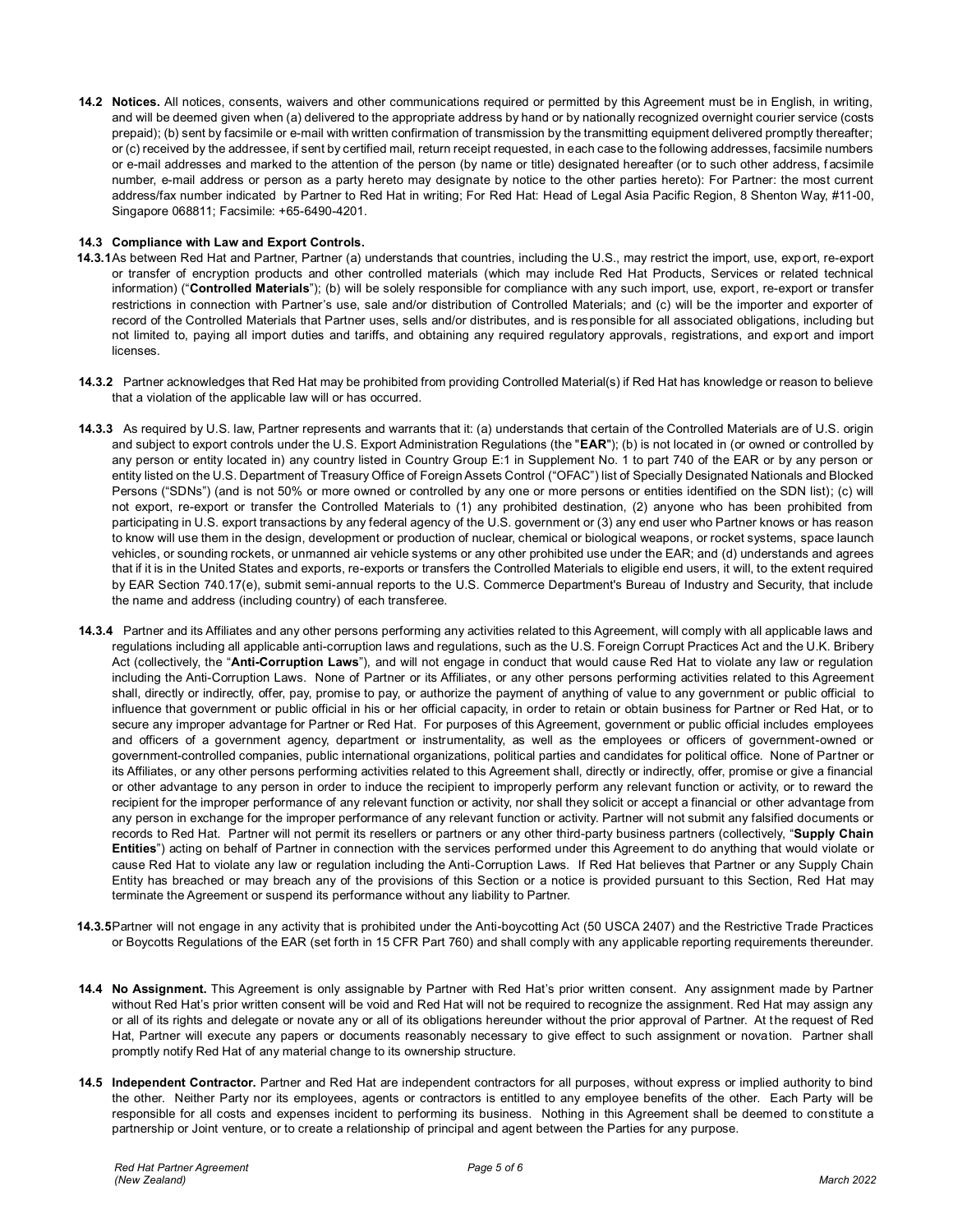**14.2 Notices.** All notices, consents, waivers and other communications required or permitted by this Agreement must be in English, in writing, and will be deemed given when (a) delivered to the appropriate address by hand or by nationally recognized overnight courier service (costs prepaid); (b) sent by facsimile or e-mail with written confirmation of transmission by the transmitting equipment delivered promptly thereafter; or (c) received by the addressee, if sent by certified mail, return receipt requested, in each case to the following addresses, facsimile numbers or e-mail addresses and marked to the attention of the person (by name or title) designated hereafter (or to such other address, facsimile number, e-mail address or person as a party hereto may designate by notice to the other parties hereto): For Partner: the most current address/fax number indicated by Partner to Red Hat in writing; For Red Hat: Head of Legal Asia Pacific Region, 8 Shenton Way, #11-00, Singapore 068811; Facsimile: +65-6490-4201.

**14.3 Compliance with Law and Export Controls.**

**14.3.1** As between Red Hat and Partner, Partner (a) understands that countries, including the U.S., may restrict the import, use, export, re-export or transfer of encryption products and other controlled materials (which may include Red Hat Products, Services or related technical information) ("**Controlled Materials**"); (b) will be solely responsible for compliance with any such import, use, export, re-export or transfer restrictions in connection with Partner's use, sale and/or distribution of Controlled Materials; and (c) will be the importer and exporter of record of the Controlled Materials that Partner uses, sells and/or distributes, and is responsible for all associated obligations, including but not limited to, paying all import duties and tariffs, and obtaining any required regulatory approvals, registrations, and export and import licenses.

**14.3.2** Partner acknowledges that Red Hat may be prohibited from providing Controlled Material(s) if Red Hat has knowledge or reason to believe that a violation of the applicable law will or has occurred.

**14.3.3** As required by U.S. law, Partner represents and warrants that it: (a) understands that certain of the Controlled Materials are of U.S. origin and subject to export controls under the U.S. Export Administration Regulations (the "**EAR**"); (b) is not located in (or owned or controlled by any person or entity located in) any country listed in Country Group E:1 in Supplement No. 1 to part 740 of the EAR or by any person or entity listed on the U.S. Department of Treasury Office of Foreign Assets Control ("OFAC") list of Specially Designated Nationals and Blocked Persons ("SDNs") (and is not 50% or more owned or controlled by any one or more persons or entities identified on the SDN list); (c) will not export, re-export or transfer the Controlled Materials to (1) any prohibited destination, (2) anyone who has been prohibited from participating in U.S. export transactions by any federal agency of the U.S. government or (3) any end user who Partner knows or has reason to know will use them in the design, development or production of nuclear, chemical or biological weapons, or rocket systems, space launch vehicles, or sounding rockets, or unmanned air vehicle systems or any other prohibited use under the EAR; and (d) understands and agrees that if it is in the United States and exports, re-exports or transfers the Controlled Materials to eligible end users, it will, to the extent required by EAR Section 740.17(e), submit semi-annual reports to the U.S. Commerce Department's Bureau of Industry and Security, that include the name and address (including country) of each transferee.

**14.3.4** Partner and its Affiliates and any other persons performing any activities related to this Agreement, will comply with all applicable laws and regulations including all applicable anti-corruption laws and regulations, such as the U.S. Foreign Corrupt Practices Act and the U.K. Bribery Act (collectively, the "**Anti-Corruption Laws**"), and will not engage in conduct that would cause Red Hat to violate any law or regulation including the Anti-Corruption Laws. None of Partner or its Affiliates, or any other persons performing activities related to this Agreement shall, directly or indirectly, offer, pay, promise to pay, or authorize the payment of anything of value to any government or public official to influence that government or public official in his or her official capacity, in order to retain or obtain business for Partner or Red Hat, or to secure any improper advantage for Partner or Red Hat. For purposes of this Agreement, government or public official includes employees and officers of a government agency, department or instrumentality, as well as the employees or officers of government-owned or government-controlled companies, public international organizations, political parties and candidates for political office. None of Partner or its Affiliates, or any other persons performing activities related to this Agreement shall, directly or indirectly, offer, promise or give a financial or other advantage to any person in order to induce the recipient to improperly perform any relevant function or activity, or to reward the recipient for the improper performance of any relevant function or activity, nor shall they solicit or accept a financial or other advantage from any person in exchange for the improper performance of any relevant function or activity. Partner will not submit any falsified documents or records to Red Hat. Partner will not permit its resellers or partners or any other third-party business partners (collectively, "**Supply Chain Entities**") acting on behalf of Partner in connection with the services performed under this Agreement to do anything that would violate or cause Red Hat to violate any law or regulation including the Anti-Corruption Laws. If Red Hat believes that Partner or any Supply Chain Entity has breached or may breach any of the provisions of this Section or a notice is provided pursuant to this Section, Red Hat may terminate the Agreement or suspend its performance without any liability to Partner.

**14.3.5** Partner will not engage in any activity that is prohibited under the Anti-boycotting Act (50 USCA 2407) and the Restrictive Trade Practices or Boycotts Regulations of the EAR (set forth in 15 CFR Part 760) and shall comply with any applicable reporting requirements thereunder.

**14.4 No Assignment.** This Agreement is only assignable by Partner with Red Hat's prior written consent. Any assignment made by Partner without Red Hat's prior written consent will be void and Red Hat will not be required to recognize the assignment. Red Hat may assign any or all of its rights and delegate or novate any or all of its obligations hereunder without the prior approval of Partner. At the request of Red Hat, Partner will execute any papers or documents reasonably necessary to give effect to such assignment or novation. Partner shall promptly notify Red Hat of any material change to its ownership structure.

**14.5 Independent Contractor.** Partner and Red Hat are independent contractors for all purposes, without express or implied authority to bind the other. Neither Party nor its employees, agents or contractors is entitled to any employee benefits of the other. Each Party will be responsible for all costs and expenses incident to performing its business. Nothing in this Agreement shall be deemed to constitute a partnership or Joint venture, or to create a relationship of principal and agent between the Parties for any purpose.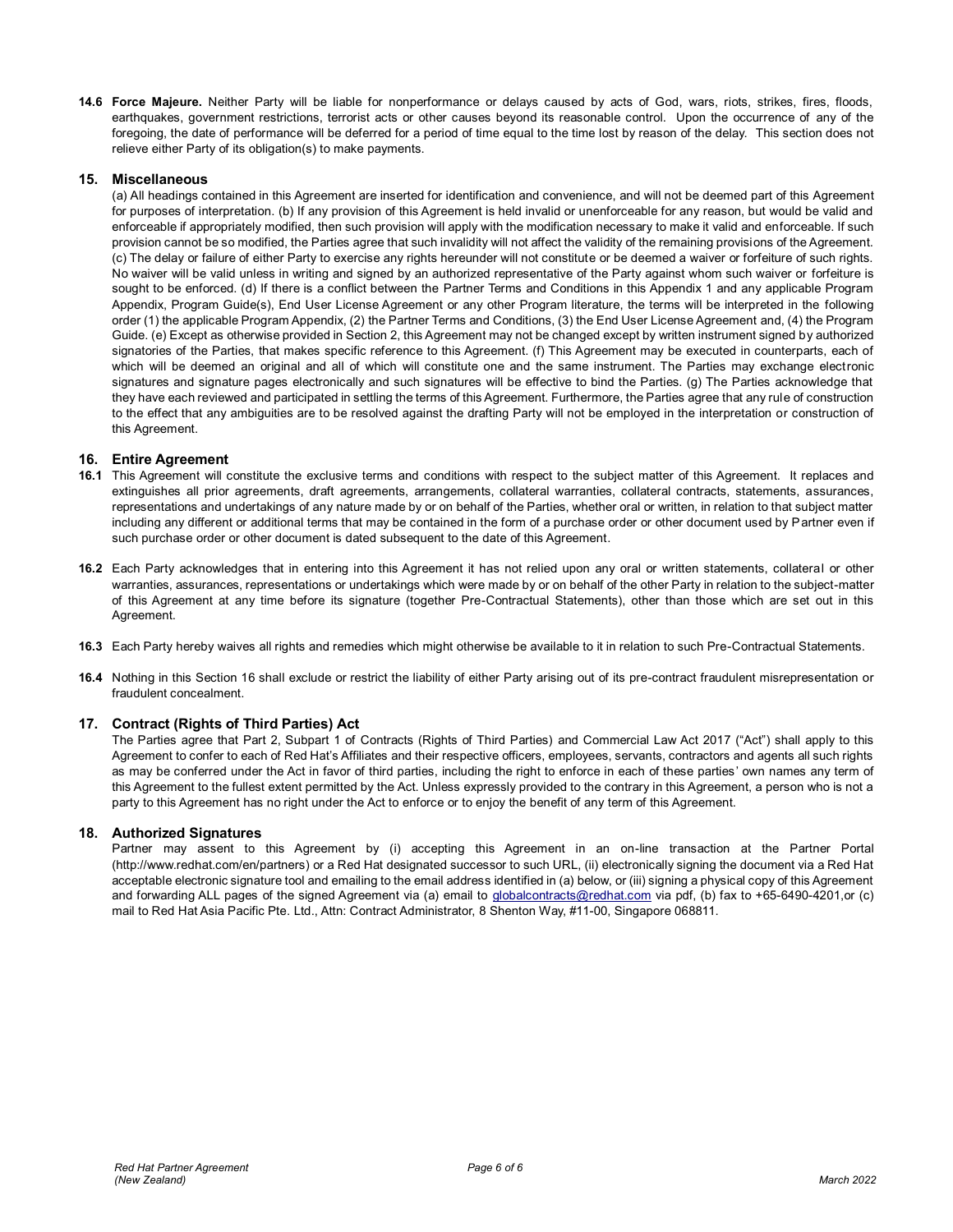**14.6 Force Majeure.** Neither Party will be liable for nonperformance or delays caused by acts of God, wars, riots, strikes, fires, floods, earthquakes, government restrictions, terrorist acts or other causes beyond its reasonable control. Upon the occurrence of any of the foregoing, the date of performance will be deferred for a period of time equal to the time lost by reason of the delay. This section does not relieve either Party of its obligation(s) to make payments.

## 15. Miscellaneous

(a) All headings contained in this Agreement are inserted for identification and convenience, and will not be deemed part of this Agreement for purposes of interpretation. (b) If any provision of this Agreement is held invalid or unenforceable for any reason, but would be valid and enforceable if appropriately modified, then such provision will apply with the modification necessary to make it valid and enforceable. If such provision cannot be so modified, the Parties agree that such invalidity will not affect the validity of the remaining provisions of the Agreement. (c) The delay or failure of either Party to exercise any rights hereunder will not constitute or be deemed a waiver or forfeiture of such rights. No waiver will be valid unless in writing and signed by an authorized representative of the Party against whom such waiver or forfeiture is sought to be enforced. (d) If there is a conflict between the Partner Terms and Conditions in this Appendix 1 and any applicable Program Appendix, Program Guide(s), End User License Agreement or any other Program literature, the terms will be interpreted in the following order (1) the applicable Program Appendix, (2) the Partner Terms and Conditions, (3) the End User License Agreement and, (4) the Program Guide. (e) Except as otherwise provided in Section 2, this Agreement may not be changed except by written instrument signed by authorized signatories of the Parties, that makes specific reference to this Agreement. (f) This Agreement may be executed in counterparts, each of which will be deemed an original and all of which will constitute one and the same instrument. The Parties may exchange electronic signatures and signature pages electronically and such signatures will be effective to bind the Parties. (g) The Parties acknowledge that they have each reviewed and participated in settling the terms of this Agreement. Furthermore, the Parties agree that any rule of construction to the effect that any ambiguities are to be resolved against the drafting Party will not be employed in the interpretation or construction of this Agreement.

## 16. Entire Agreement

**16.1** This Agreement will constitute the exclusive terms and conditions with respect to the subject matter of this Agreement. It replaces and extinguishes all prior agreements, draft agreements, arrangements, collateral warranties, collateral contracts, statements, assurances, representations and undertakings of any nature made by or on behalf of the Parties, whether oral or written, in relation to that subject matter including any different or additional terms that may be contained in the form of a purchase order or other document used by Partner even if such purchase order or other document is dated subsequent to the date of this Agreement.

**16.2** Each Party acknowledges that in entering into this Agreement it has not relied upon any oral or written statements, collateral or other warranties, assurances, representations or undertakings which were made by or on behalf of the other Party in relation to the subject-matter of this Agreement at any time before its signature (together Pre-Contractual Statements), other than those which are set out in this Agreement.

**16.3** Each Party hereby waives all rights and remedies which might otherwise be available to it in relation to such Pre-Contractual Statements.

**16.4** Nothing in this Section 16 shall exclude or restrict the liability of either Party arising out of its pre-contract fraudulent misrepresentation or fraudulent concealment.

## 17. Contract (Rights of Third Parties) Act

The Parties agree that Part 2, Subpart 1 of Contracts (Rights of Third Parties) and Commercial Law Act 2017 ("Act") shall apply to this Agreement to confer to each of Red Hat's Affiliates and their respective officers, employees, servants, contractors and agents all such rights as may be conferred under the Act in favor of third parties, including the right to enforce in each of these parties' own names any term of this Agreement to the fullest extent permitted by the Act. Unless expressly provided to the contrary in this Agreement, a person who is not a party to this Agreement has no right under the Act to enforce or to enjoy the benefit of any term of this Agreement.

## 18. Authorized Signatures

Partner may assent to this Agreement by (i) accepting this Agreement in an on-line transaction at the Partner Portal (http://www.redhat.com/en/partners) or a Red Hat designated successor to such URL, (ii) electronically signing the document via a Red Hat acceptable electronic signature tool and emailing to the email address identified in (a) below, or (iii) signing a physical copy of this Agreement and forwarding ALL pages of the signed Agreement via (a) email to globalcontracts@redhat.com via pdf, (b) fax to +65-6490-4201,or (c) mail to Red Hat Asia Pacific Pte. Ltd., Attn: Contract Administrator, 8 Shenton Way, #11-00, Singapore 068811.